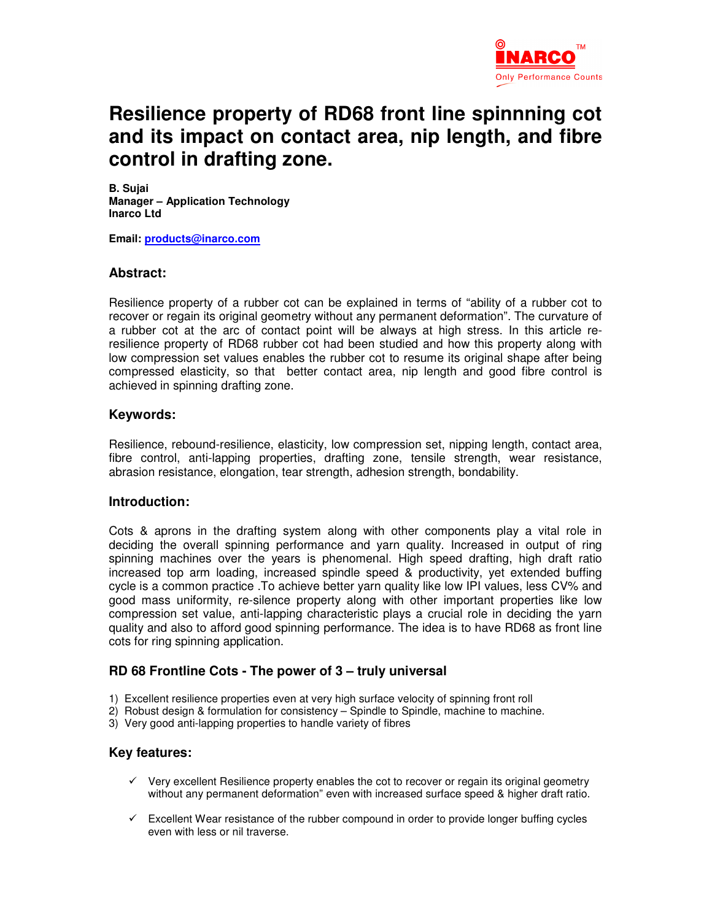# Resilience property of RD68 front line spinnning cot and its impact on contact area, nip length, and fibre control in drafting zone.

**B. Sujai**
**Manager – Application Technology**
**Inarco Ltd**

**Email: products@inarco.com**

## Abstract:

Resilience property of a rubber cot can be explained in terms of "ability of a rubber cot to recover or regain its original geometry without any permanent deformation". The curvature of a rubber cot at the arc of contact point will be always at high stress. In this article re-resilience property of RD68 rubber cot had been studied and how this property along with low compression set values enables the rubber cot to resume its original shape after being compressed elasticity, so that better contact area, nip length and good fibre control is achieved in spinning drafting zone.

## Keywords:

Resilience, rebound-resilience, elasticity, low compression set, nipping length, contact area, fibre control, anti-lapping properties, drafting zone, tensile strength, wear resistance, abrasion resistance, elongation, tear strength, adhesion strength, bondability.

## Introduction:

Cots & aprons in the drafting system along with other components play a vital role in deciding the overall spinning performance and yarn quality. Increased in output of ring spinning machines over the years is phenomenal. High speed drafting, high draft ratio increased top arm loading, increased spindle speed & productivity, yet extended buffing cycle is a common practice .To achieve better yarn quality like low IPI values, less CV% and good mass uniformity, re-silence property along with other important properties like low compression set value, anti-lapping characteristic plays a crucial role in deciding the yarn quality and also to afford good spinning performance. The idea is to have RD68 as front line cots for ring spinning application.

### RD 68 Frontline Cots - The power of 3 – truly universal

1) Excellent resilience properties even at very high surface velocity of spinning front roll
2) Robust design & formulation for consistency – Spindle to Spindle, machine to machine.
3) Very good anti-lapping properties to handle variety of fibres

### Key features:

- ✓ Very excellent Resilience property enables the cot to recover or regain its original geometry without any permanent deformation" even with increased surface speed & higher draft ratio.
- ✓ Excellent Wear resistance of the rubber compound in order to provide longer buffing cycles even with less or nil traverse.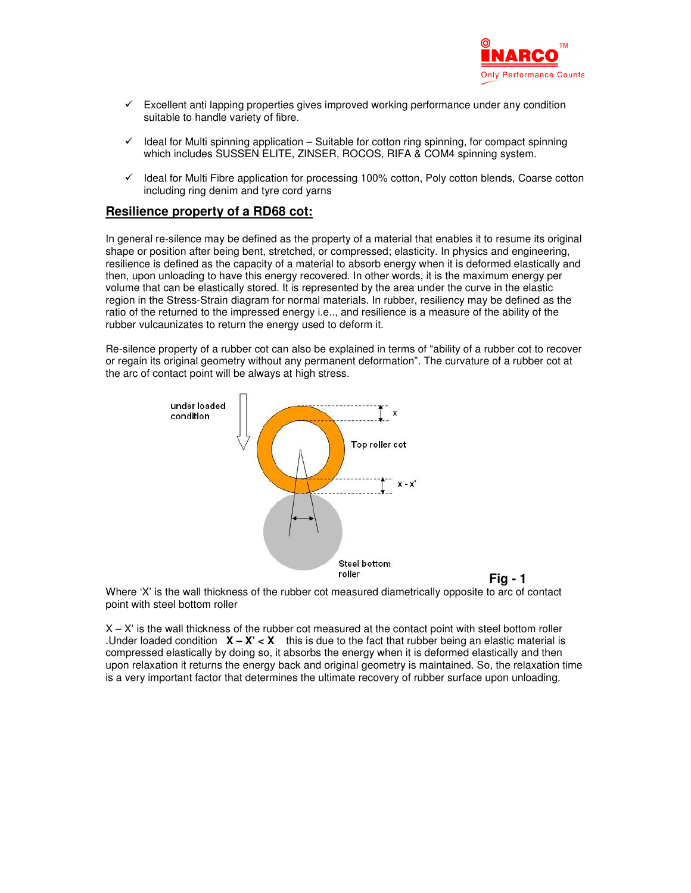- ✓ Excellent anti lapping properties gives improved working performance under any condition suitable to handle variety of fibre.
- ✓ Ideal for Multi spinning application – Suitable for cotton ring spinning, for compact spinning which includes SUSSEN ELITE, ZINSER, ROCOS, RIFA & COM4 spinning system.
- ✓ Ideal for Multi Fibre application for processing 100% cotton, Poly cotton blends, Coarse cotton including ring denim and tyre cord yarns

## Resilience property of a RD68 cot:

In general re-silence may be defined as the property of a material that enables it to resume its original shape or position after being bent, stretched, or compressed; elasticity. In physics and engineering, resilience is defined as the capacity of a material to absorb energy when it is deformed elastically and then, upon unloading to have this energy recovered. In other words, it is the maximum energy per volume that can be elastically stored. It is represented by the area under the curve in the elastic region in the Stress-Strain diagram for normal materials. In rubber, resiliency may be defined as the ratio of the returned to the impressed energy i.e.., and resilience is a measure of the ability of the rubber vulcaunizates to return the energy used to deform it.

Re-silence property of a rubber cot can also be explained in terms of "ability of a rubber cot to recover or regain its original geometry without any permanent deformation". The curvature of a rubber cot at the arc of contact point will be always at high stress.

under loaded condition

x

Top roller cot

x - x'

Steel bottom roller

**Fig - 1**

Where 'X' is the wall thickness of the rubber cot measured diametrically opposite to arc of contact point with steel bottom roller

X – X' is the wall thickness of the rubber cot measured at the contact point with steel bottom roller .Under loaded condition **X – X' < X** this is due to the fact that rubber being an elastic material is compressed elastically by doing so, it absorbs the energy when it is deformed elastically and then upon relaxation it returns the energy back and original geometry is maintained. So, the relaxation time is a very important factor that determines the ultimate recovery of rubber surface upon unloading.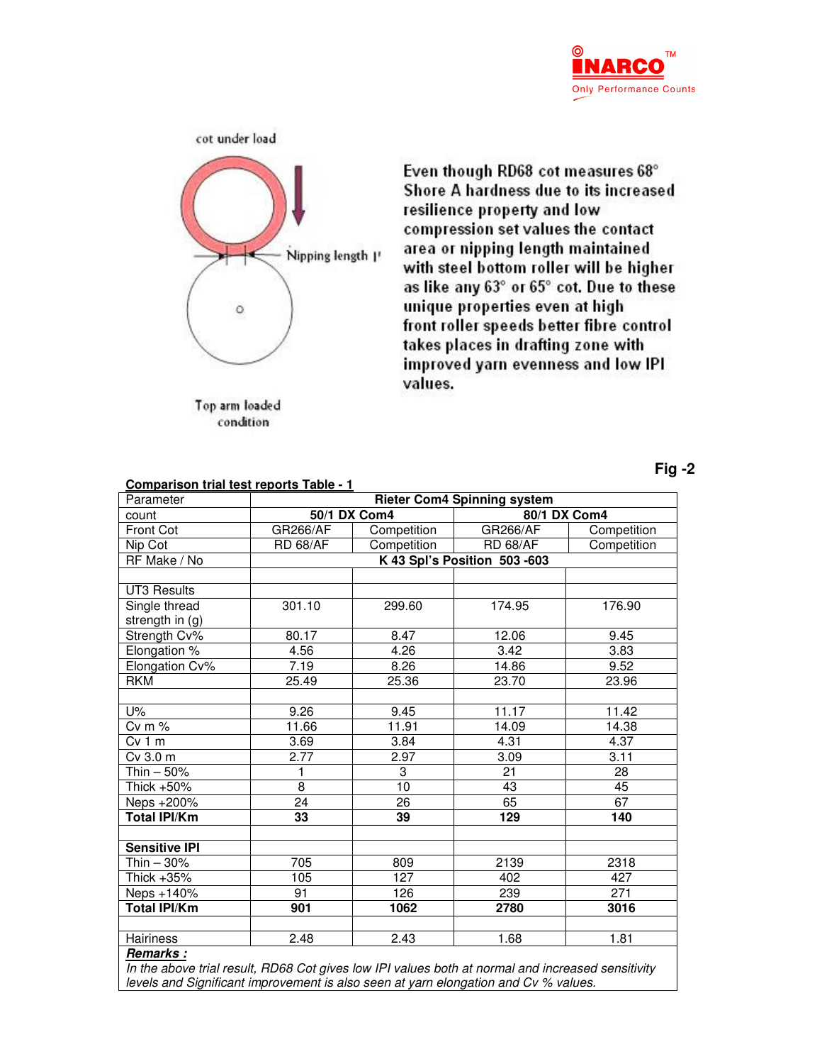cot under load

Nipping length l'

Top arm loaded condition

Even though RD68 cot measures 68° Shore A hardness due to its increased resilience property and low compression set values the contact area or nipping length maintained with steel bottom roller will be higher as like any 63° or 65° cot. Due to these unique properties even at high front roller speeds better fibre control takes places in drafting zone with improved yarn evenness and low IPI values.

**Fig -2**

**Comparison trial test reports Table - 1**

| Parameter | Rieter Com4 Spinning system | | | |
|---|---|---|---|---|
| count | 50/1 DX Com4 | | 80/1 DX Com4 | |
| Front Cot | GR266/AF | Competition | GR266/AF | Competition |
| Nip Cot | RD 68/AF | Competition | RD 68/AF | Competition |
| RF Make / No | K 43 Spl's Position 503 -603 | | | |
| | | | | |
| UT3 Results | | | | |
| Single thread strength in (g) | 301.10 | 299.60 | 174.95 | 176.90 |
| Strength Cv% | 80.17 | 8.47 | 12.06 | 9.45 |
| Elongation % | 4.56 | 4.26 | 3.42 | 3.83 |
| Elongation Cv% | 7.19 | 8.26 | 14.86 | 9.52 |
| RKM | 25.49 | 25.36 | 23.70 | 23.96 |
| | | | | |
| U% | 9.26 | 9.45 | 11.17 | 11.42 |
| Cv m % | 11.66 | 11.91 | 14.09 | 14.38 |
| Cv 1 m | 3.69 | 3.84 | 4.31 | 4.37 |
| Cv 3.0 m | 2.77 | 2.97 | 3.09 | 3.11 |
| Thin – 50% | 1 | 3 | 21 | 28 |
| Thick +50% | 8 | 10 | 43 | 45 |
| Neps +200% | 24 | 26 | 65 | 67 |
| **Total IPI/Km** | **33** | **39** | **129** | **140** |
| | | | | |
| **Sensitive IPI** | | | | |
| Thin – 30% | 705 | 809 | 2139 | 2318 |
| Thick +35% | 105 | 127 | 402 | 427 |
| Neps +140% | 91 | 126 | 239 | 271 |
| **Total IPI/Km** | **901** | **1062** | **2780** | **3016** |
| | | | | |
| Hairiness | 2.48 | 2.43 | 1.68 | 1.81 |

***Remarks :***

*In the above trial result, RD68 Cot gives low IPI values both at normal and increased sensitivity levels and Significant improvement is also seen at yarn elongation and Cv % values.*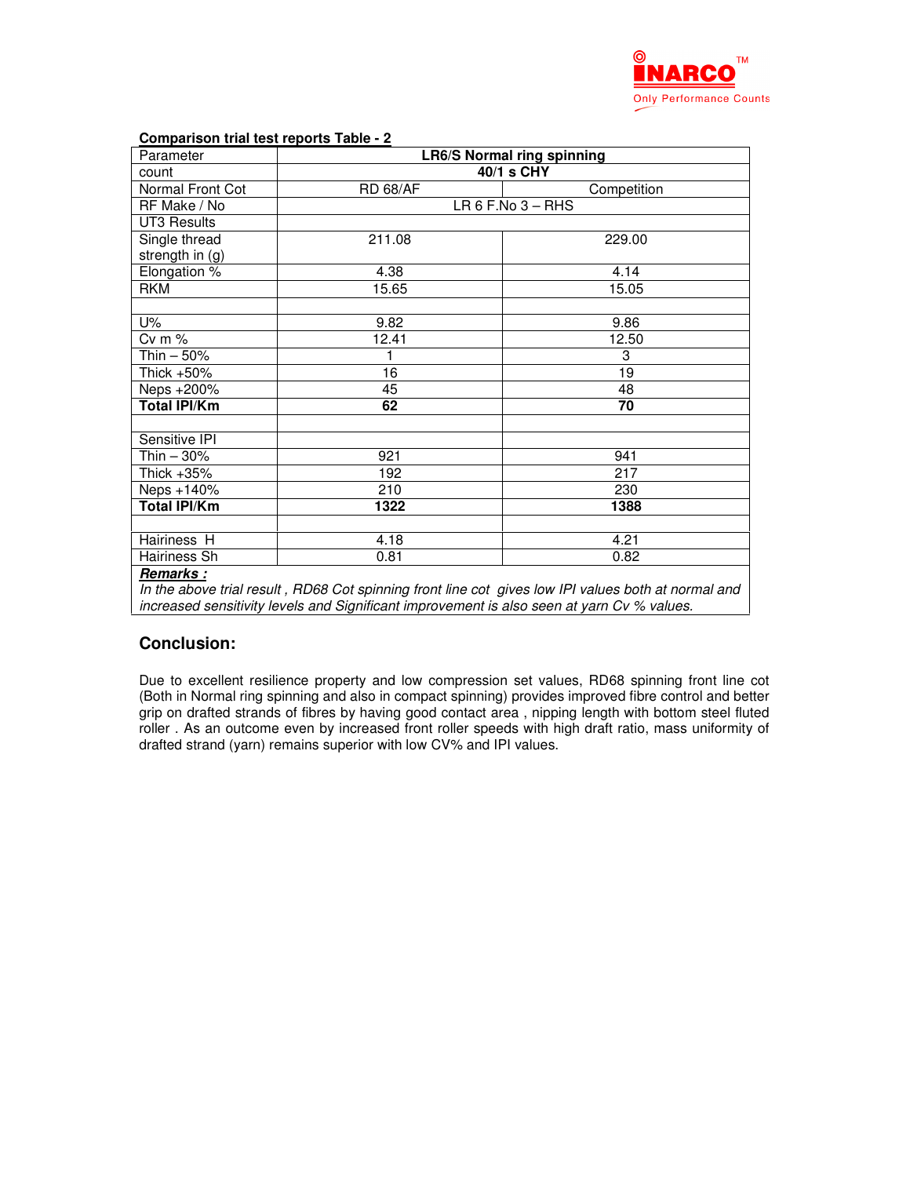**Comparison trial test reports Table - 2**

| Parameter | **LR6/S Normal ring spinning** | |
|---|---|---|
| count | **40/1 s CHY** | |
| Normal Front Cot | RD 68/AF | Competition |
| RF Make / No | LR 6 F.No 3 – RHS | |
| UT3 Results | | |
| Single thread strength in (g) | 211.08 | 229.00 |
| Elongation % | 4.38 | 4.14 |
| RKM | 15.65 | 15.05 |
| | | |
| U% | 9.82 | 9.86 |
| Cv m % | 12.41 | 12.50 |
| Thin – 50% | 1 | 3 |
| Thick +50% | 16 | 19 |
| Neps +200% | 45 | 48 |
| **Total IPI/Km** | **62** | **70** |
| | | |
| Sensitive IPI | | |
| Thin – 30% | 921 | 941 |
| Thick +35% | 192 | 217 |
| Neps +140% | 210 | 230 |
| **Total IPI/Km** | **1322** | **1388** |
| | | |
| Hairiness H | 4.18 | 4.21 |
| Hairiness Sh | 0.81 | 0.82 |

***Remarks :***

*In the above trial result , RD68 Cot spinning front line cot gives low IPI values both at normal and increased sensitivity levels and Significant improvement is also seen at yarn Cv % values.*

## Conclusion:

Due to excellent resilience property and low compression set values, RD68 spinning front line cot (Both in Normal ring spinning and also in compact spinning) provides improved fibre control and better grip on drafted strands of fibres by having good contact area , nipping length with bottom steel fluted roller . As an outcome even by increased front roller speeds with high draft ratio, mass uniformity of drafted strand (yarn) remains superior with low CV% and IPI values.